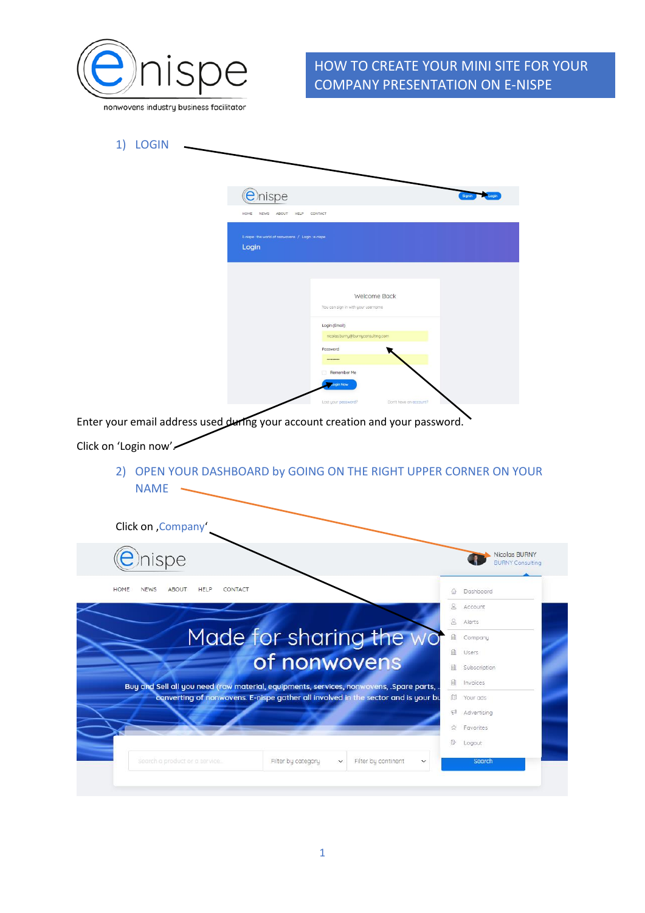# HOW TO CREATE YOUR MINI SITE FOR YOUR COMPANY PRESENTATION ON E-NISPE

## 1) LOGIN

Enter your email address used during your account creation and your password.

Click on 'Login now'.

## 2) OPEN YOUR DASHBOARD by GOING ON THE RIGHT UPPER CORNER ON YOUR NAME

Click on 'Company'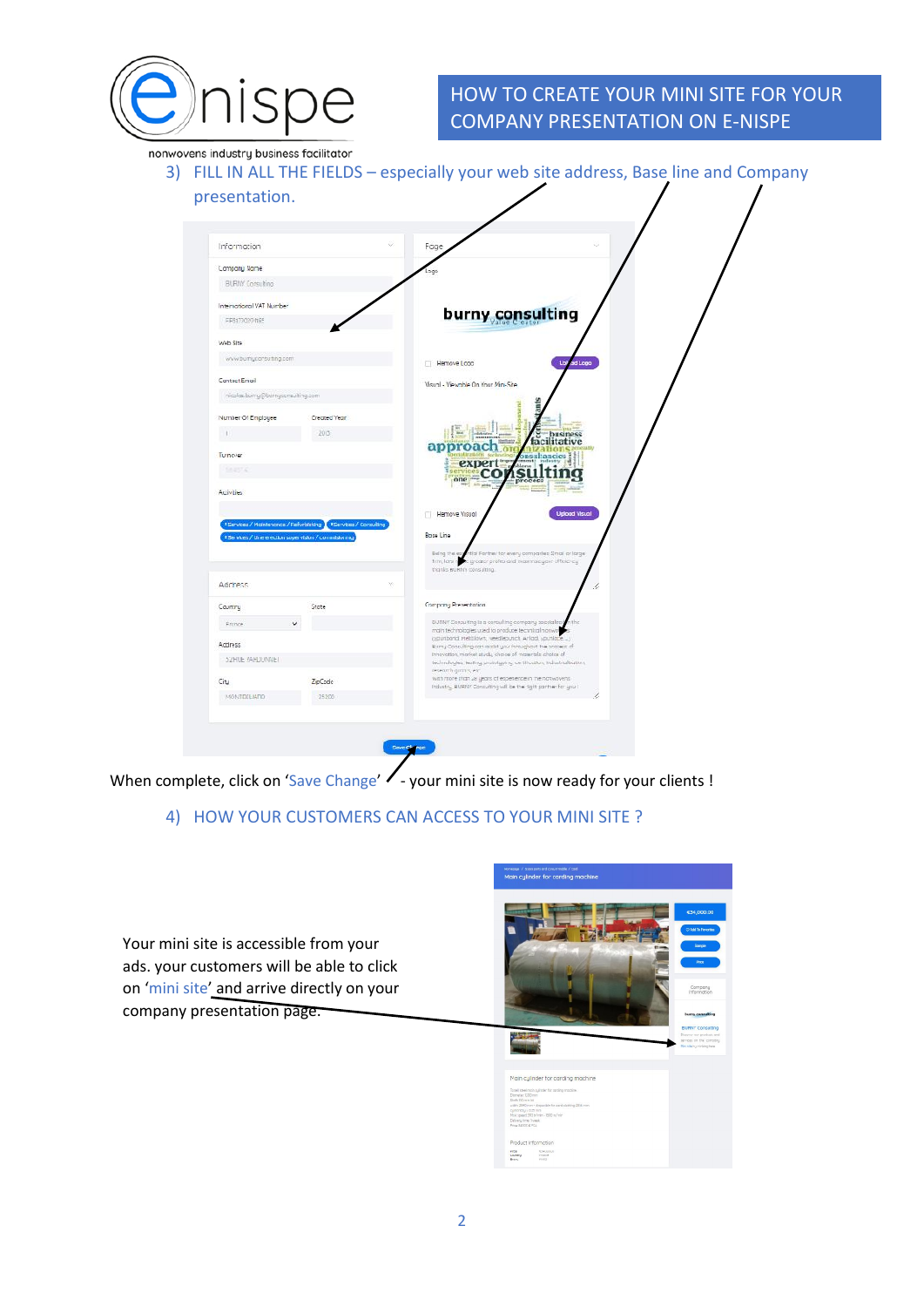# HOW TO CREATE YOUR MINI SITE FOR YOUR COMPANY PRESENTATION ON E-NISPE

3) FILL IN ALL THE FIELDS – especially your web site address, Base line and Company presentation.

When complete, click on 'Save Change' - your mini site is now ready for your clients !

4) HOW YOUR CUSTOMERS CAN ACCESS TO YOUR MINI SITE ?

Your mini site is accessible from your ads. your customers will be able to click on 'mini site' and arrive directly on your company presentation page.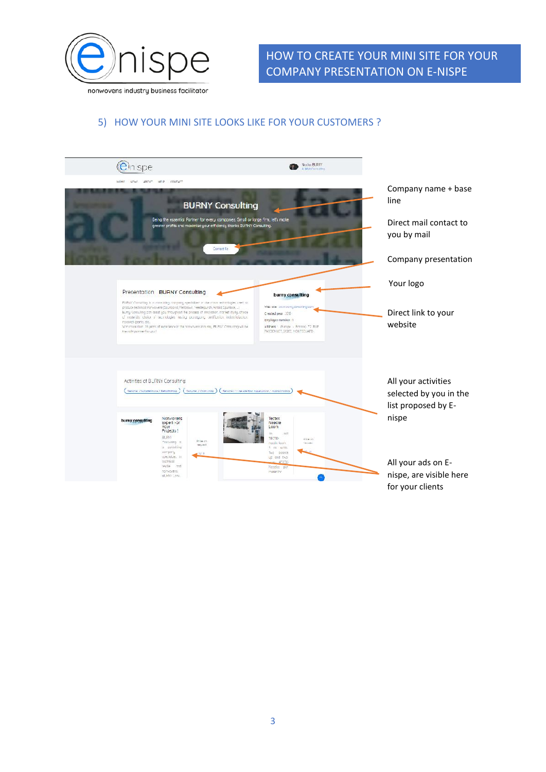HOW TO CREATE YOUR MINI SITE FOR YOUR COMPANY PRESENTATION ON E-NISPE

## 5) HOW YOUR MINI SITE LOOKS LIKE FOR YOUR CUSTOMERS ?

Company name + base line

Direct mail contact to you by mail

Company presentation

Your logo

Direct link to your website

All your activities selected by you in the list proposed by E-nispe

All your ads on E-nispe, are visible here for your clients